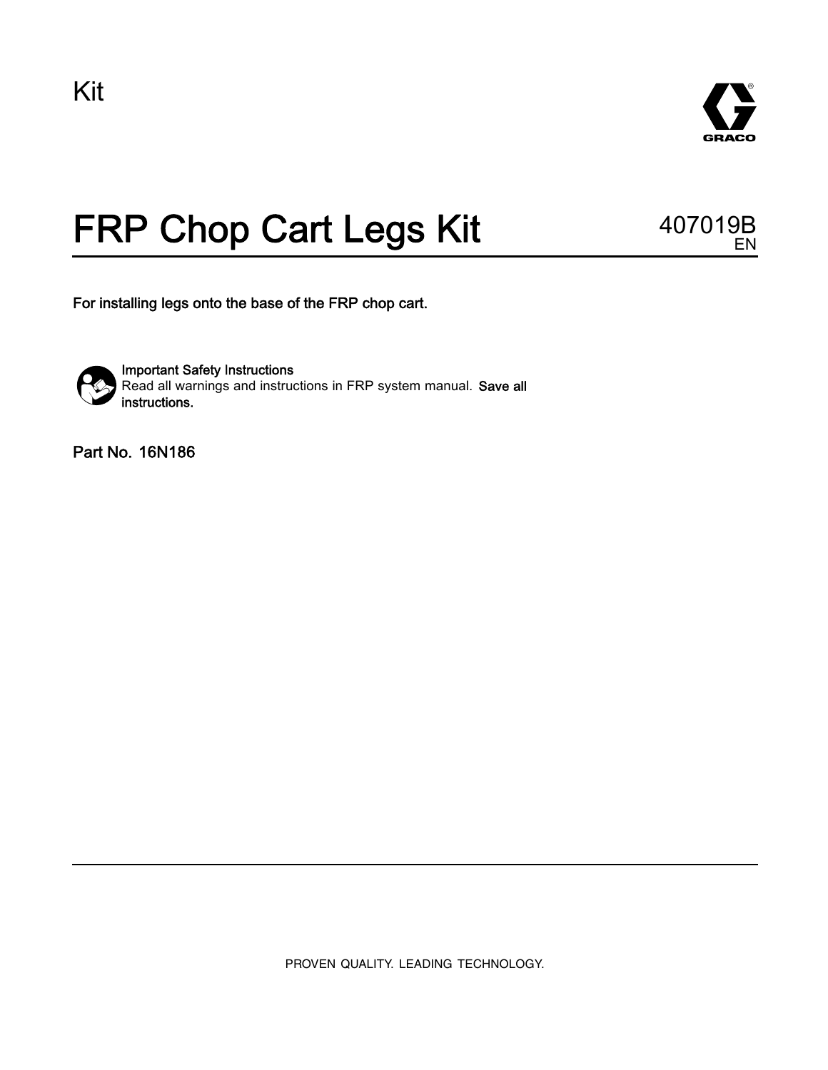Kit

# FRP Chop Cart Legs Kit

407019B
EN

**For installing legs onto the base of the FRP chop cart.**

**Important Safety Instructions**
Read all warnings and instructions in FRP system manual. **Save all instructions.**

**Part No. 16N186**

PROVEN QUALITY. LEADING TECHNOLOGY.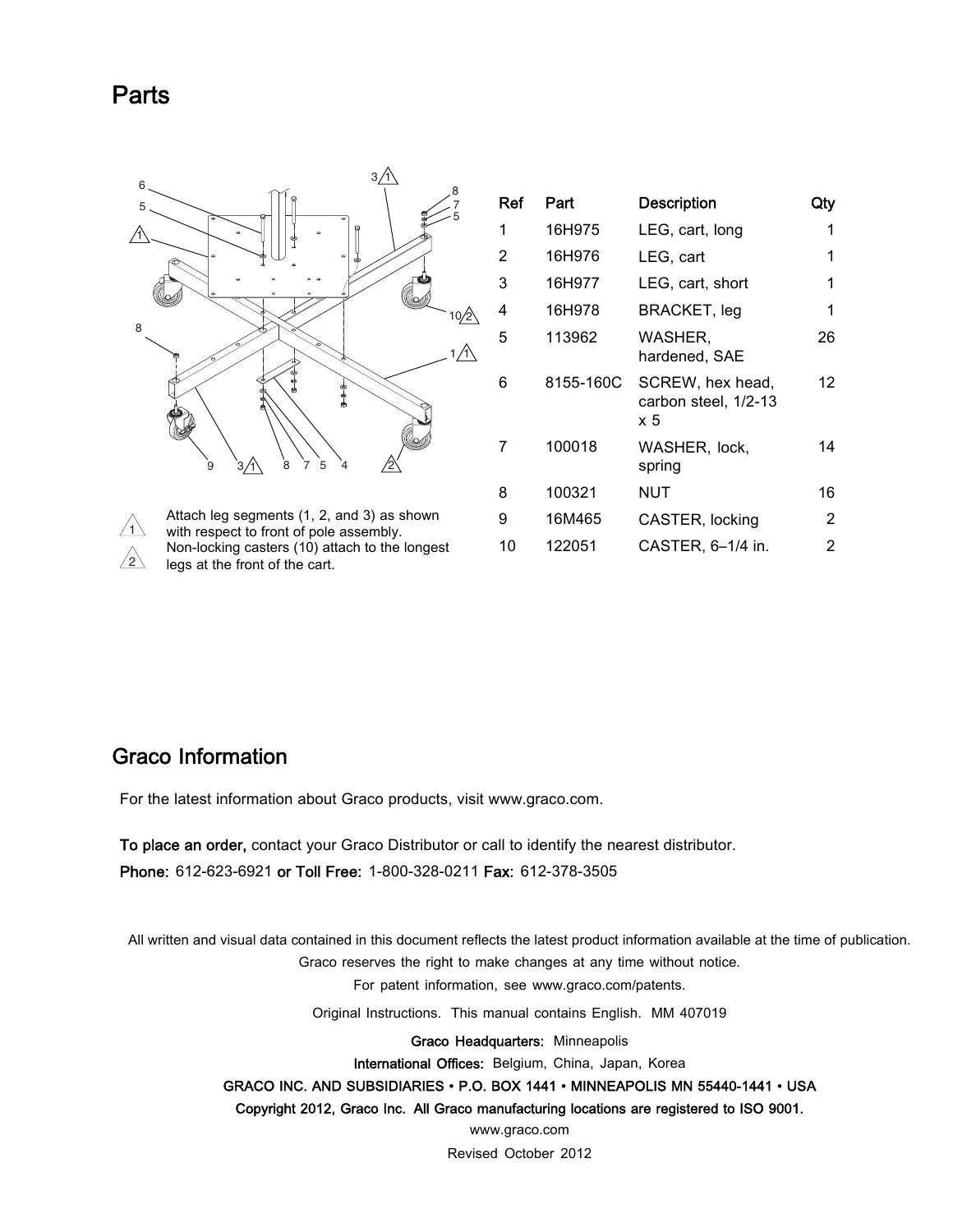## Parts

6
5
1
3 1
8
7
5
10 2
8
1 1
9 3 1 8 7 5 4 2

1 Attach leg segments (1, 2, and 3) as shown with respect to front of pole assembly.

2 Non-locking casters (10) attach to the longest legs at the front of the cart.

| Ref | Part | Description | Qty |
|---|---|---|---|
| 1 | 16H975 | LEG, cart, long | 1 |
| 2 | 16H976 | LEG, cart | 1 |
| 3 | 16H977 | LEG, cart, short | 1 |
| 4 | 16H978 | BRACKET, leg | 1 |
| 5 | 113962 | WASHER, hardened, SAE | 26 |
| 6 | 8155-160C | SCREW, hex head, carbon steel, 1/2-13 x 5 | 12 |
| 7 | 100018 | WASHER, lock, spring | 14 |
| 8 | 100321 | NUT | 16 |
| 9 | 16M465 | CASTER, locking | 2 |
| 10 | 122051 | CASTER, 6–1/4 in. | 2 |

## Graco Information

For the latest information about Graco products, visit www.graco.com.

**To place an order,** contact your Graco Distributor or call to identify the nearest distributor.

**Phone:** 612-623-6921 **or Toll Free:** 1-800-328-0211 **Fax:** 612-378-3505

All written and visual data contained in this document reflects the latest product information available at the time of publication.
Graco reserves the right to make changes at any time without notice.

For patent information, see www.graco.com/patents.

Original Instructions. This manual contains English. MM 407019

**Graco Headquarters:** Minneapolis

**International Offices:** Belgium, China, Japan, Korea

**GRACO INC. AND SUBSIDIARIES • P.O. BOX 1441 • MINNEAPOLIS MN 55440-1441 • USA**

**Copyright 2012, Graco Inc. All Graco manufacturing locations are registered to ISO 9001.**

www.graco.com

Revised October 2012